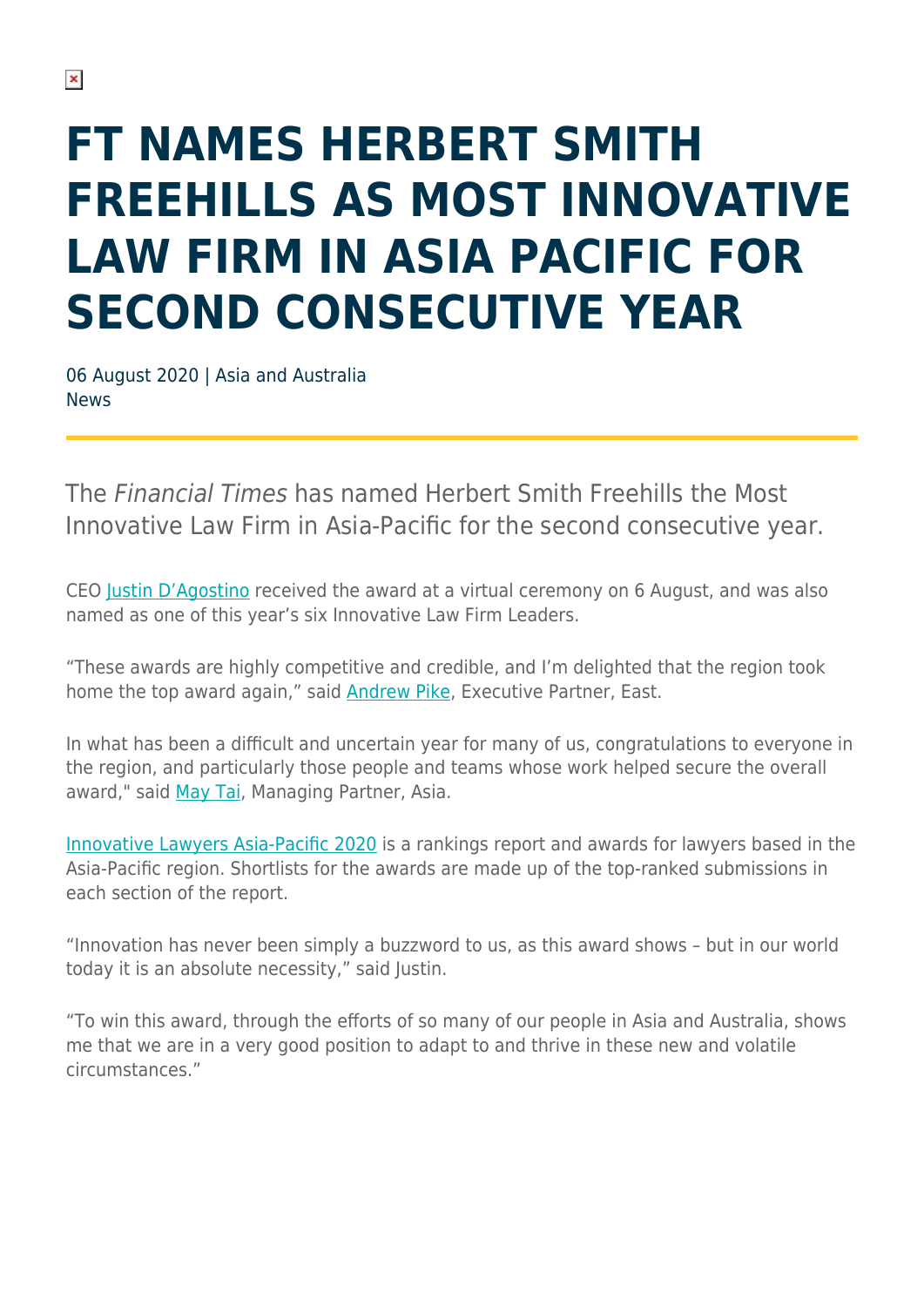# FT NAMES HERBERT SMITH FREEHILLS AS MOST INNOVATIVE LAW FIRM IN ASIA PACIFIC FOR SECOND CONSECUTIVE YEAR

06 August 2020 | Asia and Australia
News

The *Financial Times* has named Herbert Smith Freehills the Most Innovative Law Firm in Asia-Pacific for the second consecutive year.

CEO Justin D'Agostino received the award at a virtual ceremony on 6 August, and was also named as one of this year's six Innovative Law Firm Leaders.

"These awards are highly competitive and credible, and I'm delighted that the region took home the top award again," said Andrew Pike, Executive Partner, East.

In what has been a difficult and uncertain year for many of us, congratulations to everyone in the region, and particularly those people and teams whose work helped secure the overall award," said May Tai, Managing Partner, Asia.

Innovative Lawyers Asia-Pacific 2020 is a rankings report and awards for lawyers based in the Asia-Pacific region. Shortlists for the awards are made up of the top-ranked submissions in each section of the report.

"Innovation has never been simply a buzzword to us, as this award shows – but in our world today it is an absolute necessity," said Justin.

"To win this award, through the efforts of so many of our people in Asia and Australia, shows me that we are in a very good position to adapt to and thrive in these new and volatile circumstances."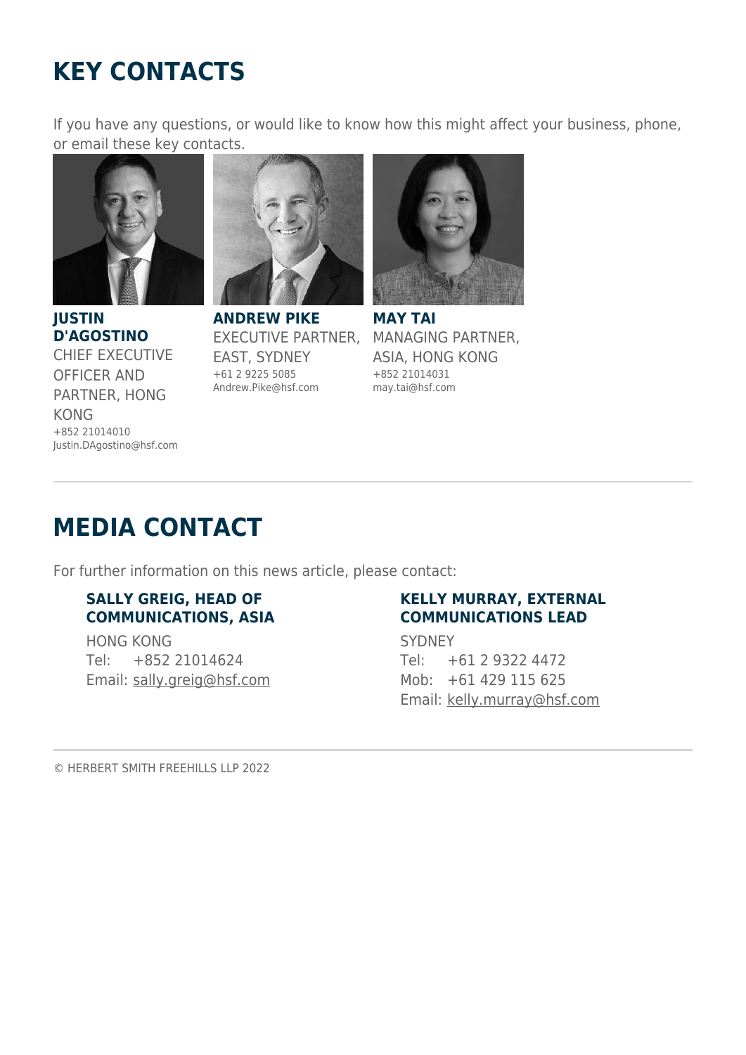# KEY CONTACTS

If you have any questions, or would like to know how this might affect your business, phone, or email these key contacts.

**JUSTIN D'AGOSTINO**
CHIEF EXECUTIVE OFFICER AND PARTNER, HONG KONG
+852 21014010
Justin.DAgostino@hsf.com

**ANDREW PIKE**
EXECUTIVE PARTNER, EAST, SYDNEY
+61 2 9225 5085
Andrew.Pike@hsf.com

**MAY TAI**
MANAGING PARTNER, ASIA, HONG KONG
+852 21014031
may.tai@hsf.com

# MEDIA CONTACT

For further information on this news article, please contact:

**SALLY GREIG, HEAD OF COMMUNICATIONS, ASIA**

HONG KONG
Tel: +852 21014624
Email: sally.greig@hsf.com

**KELLY MURRAY, EXTERNAL COMMUNICATIONS LEAD**

SYDNEY
Tel: +61 2 9322 4472
Mob: +61 429 115 625
Email: kelly.murray@hsf.com

© HERBERT SMITH FREEHILLS LLP 2022